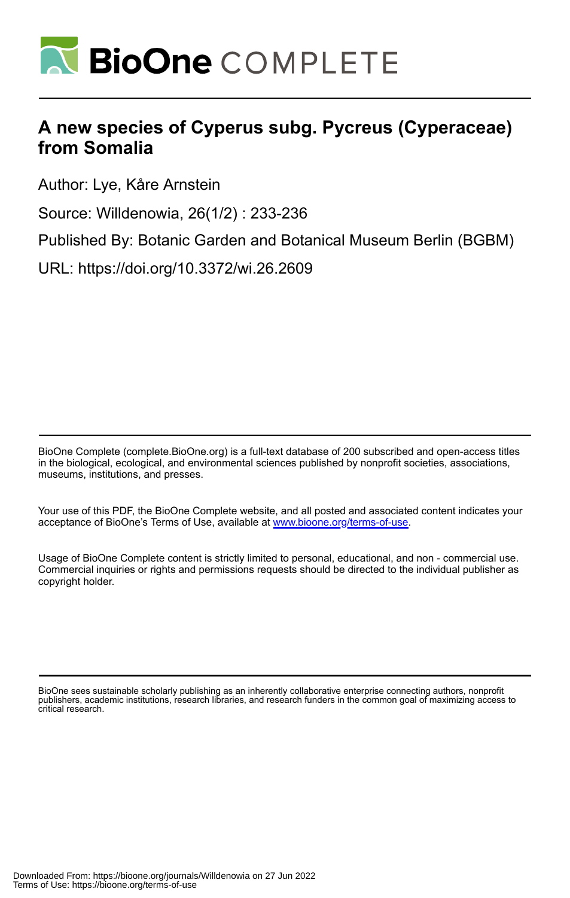# A new species of Cyperus subg. Pycreus (Cyperaceae) from Somalia

Author: Lye, Kåre Arnstein

Source: Willdenowia, 26(1/2) : 233-236

Published By: Botanic Garden and Botanical Museum Berlin (BGBM)

URL: https://doi.org/10.3372/wi.26.2609

BioOne Complete (complete.BioOne.org) is a full-text database of 200 subscribed and open-access titles in the biological, ecological, and environmental sciences published by nonprofit societies, associations, museums, institutions, and presses.

Your use of this PDF, the BioOne Complete website, and all posted and associated content indicates your acceptance of BioOne's Terms of Use, available at www.bioone.org/terms-of-use.

Usage of BioOne Complete content is strictly limited to personal, educational, and non - commercial use. Commercial inquiries or rights and permissions requests should be directed to the individual publisher as copyright holder.

BioOne sees sustainable scholarly publishing as an inherently collaborative enterprise connecting authors, nonprofit publishers, academic institutions, research libraries, and research funders in the common goal of maximizing access to critical research.

Downloaded From: https://bioone.org/journals/Willdenowia on 27 Jun 2022
Terms of Use: https://bioone.org/terms-of-use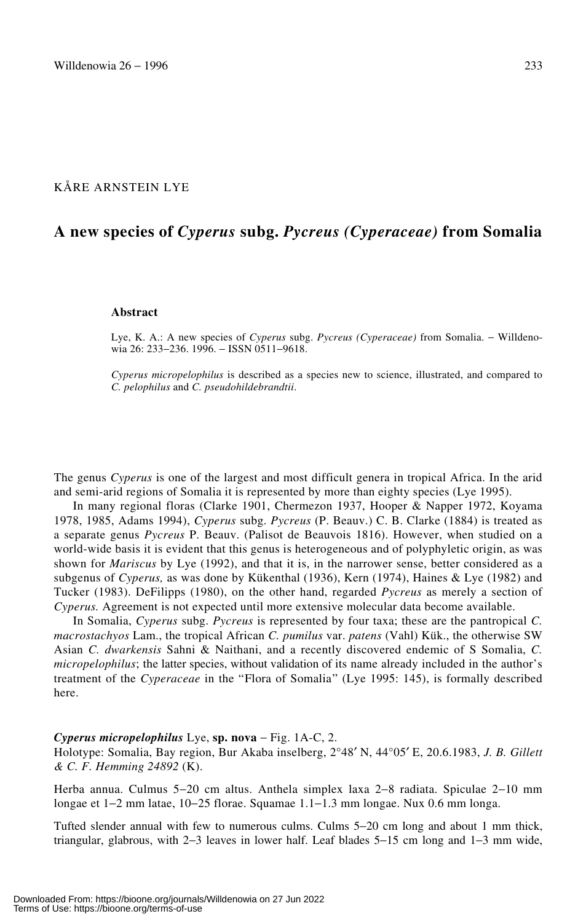KÅRE ARNSTEIN LYE

# A new species of *Cyperus* subg. *Pycreus (Cyperaceae)* from Somalia

### Abstract

Lye, K. A.: A new species of *Cyperus* subg. *Pycreus (Cyperaceae)* from Somalia. – Willdenowia 26: 233–236. 1996. – ISSN 0511–9618.

*Cyperus micropelophilus* is described as a species new to science, illustrated, and compared to *C. pelophilus* and *C. pseudohildebrandtii*.

The genus *Cyperus* is one of the largest and most difficult genera in tropical Africa. In the arid and semi-arid regions of Somalia it is represented by more than eighty species (Lye 1995).

In many regional floras (Clarke 1901, Chermezon 1937, Hooper & Napper 1972, Koyama 1978, 1985, Adams 1994), *Cyperus* subg. *Pycreus* (P. Beauv.) C. B. Clarke (1884) is treated as a separate genus *Pycreus* P. Beauv. (Palisot de Beauvois 1816). However, when studied on a world-wide basis it is evident that this genus is heterogeneous and of polyphyletic origin, as was shown for *Mariscus* by Lye (1992), and that it is, in the narrower sense, better considered as a subgenus of *Cyperus,* as was done by Kükenthal (1936), Kern (1974), Haines & Lye (1982) and Tucker (1983). DeFilipps (1980), on the other hand, regarded *Pycreus* as merely a section of *Cyperus.* Agreement is not expected until more extensive molecular data become available.

In Somalia, *Cyperus* subg. *Pycreus* is represented by four taxa; these are the pantropical *C. macrostachyos* Lam., the tropical African *C. pumilus* var. *patens* (Vahl) Kük., the otherwise SW Asian *C. dwarkensis* Sahni & Naithani, and a recently discovered endemic of S Somalia, *C. micropelophilus*; the latter species, without validation of its name already included in the author's treatment of the *Cyperaceae* in the "Flora of Somalia" (Lye 1995: 145), is formally described here.

***Cyperus micropelophilus*** Lye, **sp. nova** – Fig. 1A-C, 2.
Holotype: Somalia, Bay region, Bur Akaba inselberg, 2°48′ N, 44°05′ E, 20.6.1983, *J. B. Gillett & C. F. Hemming 24892* (K).

Herba annua. Culmus 5–20 cm altus. Anthela simplex laxa 2–8 radiata. Spiculae 2–10 mm longae et 1–2 mm latae, 10–25 florae. Squamae 1.1–1.3 mm longae. Nux 0.6 mm longa.

Tufted slender annual with few to numerous culms. Culms 5–20 cm long and about 1 mm thick, triangular, glabrous, with 2–3 leaves in lower half. Leaf blades 5–15 cm long and 1–3 mm wide,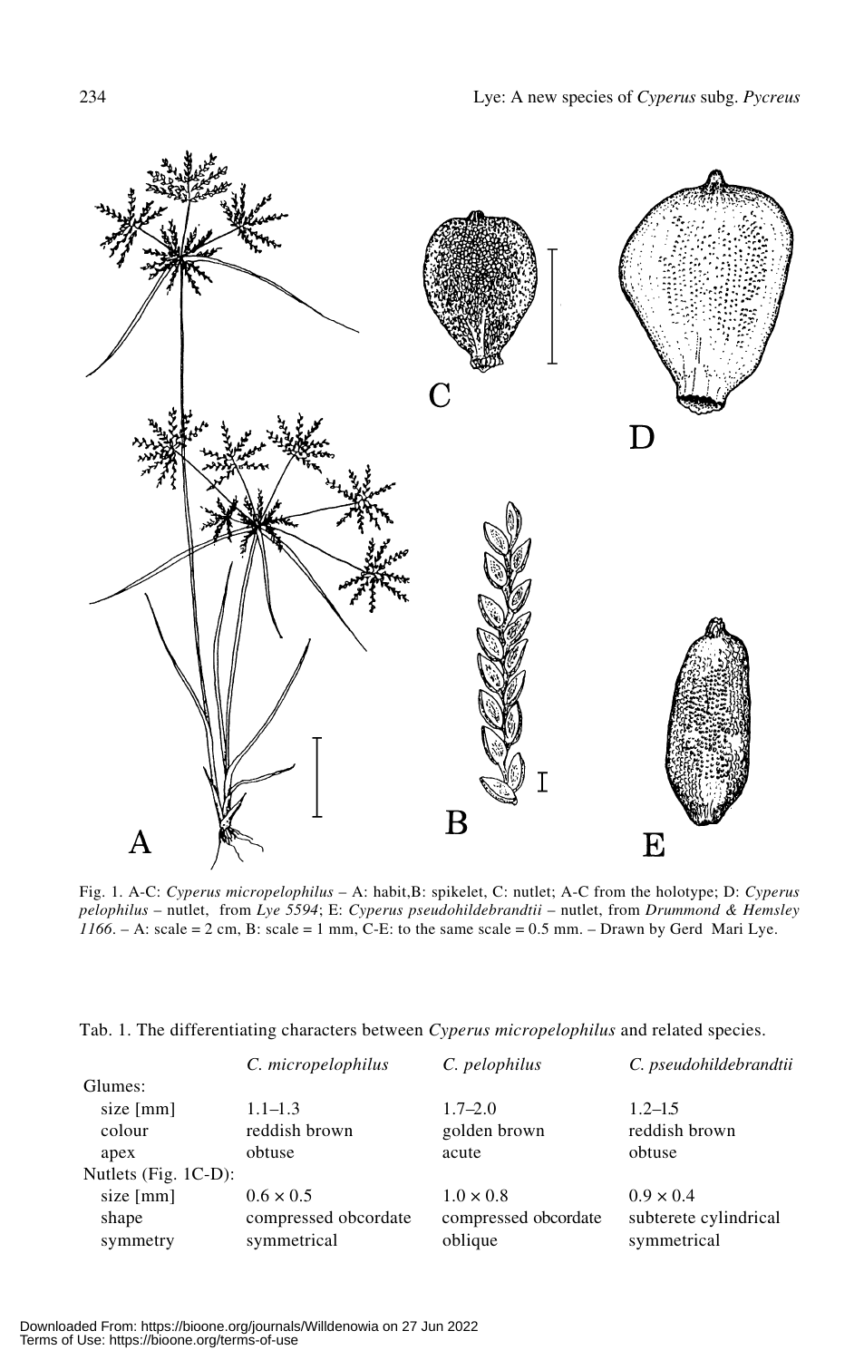A

B

C

D

E

Fig. 1. A-C: *Cyperus micropelophilus* – A: habit,B: spikelet, C: nutlet; A-C from the holotype; D: *Cyperus pelophilus* – nutlet, from *Lye 5594*; E: *Cyperus pseudohildebrandtii* – nutlet, from *Drummond & Hemsley 1166*. – A: scale = 2 cm, B: scale = 1 mm, C-E: to the same scale = 0.5 mm. – Drawn by Gerd Mari Lye.

Tab. 1. The differentiating characters between *Cyperus micropelophilus* and related species.

| | *C. micropelophilus* | *C. pelophilus* | *C. pseudohildebrandtii* |
|---|---|---|---|
| Glumes: | | | |
| size [mm] | 1.1–1.3 | 1.7–2.0 | 1.2–1.5 |
| colour | reddish brown | golden brown | reddish brown |
| apex | obtuse | acute | obtuse |
| Nutlets (Fig. 1C-D): | | | |
| size [mm] | 0.6 × 0.5 | 1.0 × 0.8 | 0.9 × 0.4 |
| shape | compressed obcordate | compressed obcordate | subterete cylindrical |
| symmetry | symmetrical | oblique | symmetrical |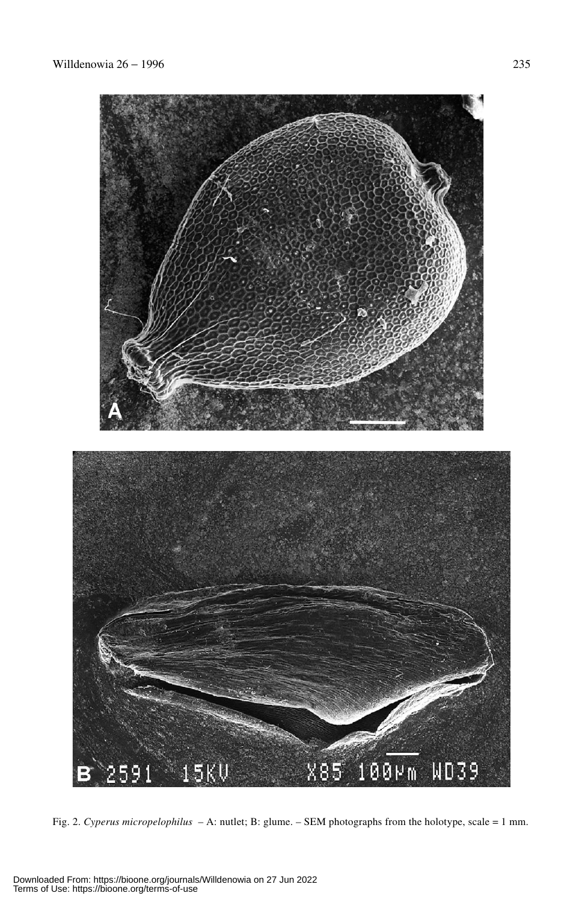Fig. 2. *Cyperus micropelophilus* – A: nutlet; B: glume. – SEM photographs from the holotype, scale = 1 mm.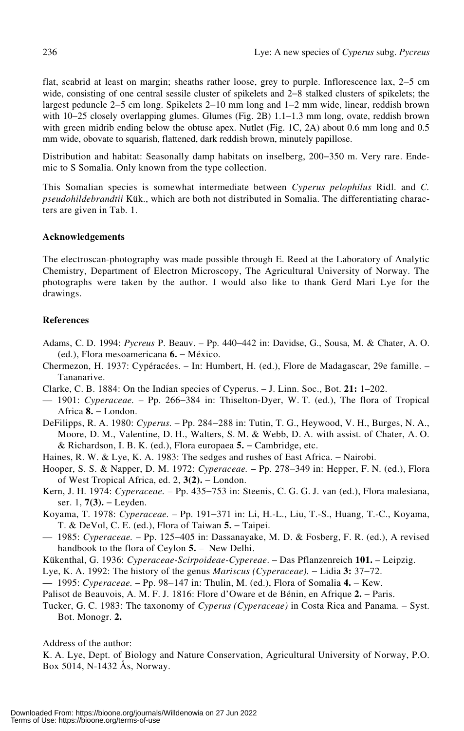flat, scabrid at least on margin; sheaths rather loose, grey to purple. Inflorescence lax, 2–5 cm wide, consisting of one central sessile cluster of spikelets and 2–8 stalked clusters of spikelets; the largest peduncle 2–5 cm long. Spikelets 2–10 mm long and 1–2 mm wide, linear, reddish brown with 10–25 closely overlapping glumes. Glumes (Fig. 2B) 1.1–1.3 mm long, ovate, reddish brown with green midrib ending below the obtuse apex. Nutlet (Fig. 1C, 2A) about 0.6 mm long and 0.5 mm wide, obovate to squarish, flattened, dark reddish brown, minutely papillose.

Distribution and habitat: Seasonally damp habitats on inselberg, 200–350 m. Very rare. Endemic to S Somalia. Only known from the type collection.

This Somalian species is somewhat intermediate between *Cyperus pelophilus* Ridl. and *C. pseudohildebrandtii* Kük., which are both not distributed in Somalia. The differentiating characters are given in Tab. 1.

#### Acknowledgements

The electroscan-photography was made possible through E. Reed at the Laboratory of Analytic Chemistry, Department of Electron Microscopy, The Agricultural University of Norway. The photographs were taken by the author. I would also like to thank Gerd Mari Lye for the drawings.

#### References

Adams, C. D. 1994: *Pycreus* P. Beauv. – Pp. 440–442 in: Davidse, G., Sousa, M. & Chater, A. O. (ed.), Flora mesoamericana **6.** – México.

Chermezon, H. 1937: Cypéracées. – In: Humbert, H. (ed.), Flore de Madagascar, 29e famille. – Tananarive.

Clarke, C. B. 1884: On the Indian species of Cyperus. – J. Linn. Soc., Bot. **21:** 1–202.

— 1901: *Cyperaceae.* – Pp. 266–384 in: Thiselton-Dyer, W. T. (ed.), The flora of Tropical Africa **8.** – London.

DeFilipps, R. A. 1980: *Cyperus.* – Pp. 284–288 in: Tutin, T. G., Heywood, V. H., Burges, N. A., Moore, D. M., Valentine, D. H., Walters, S. M. & Webb, D. A. with assist. of Chater, A. O. & Richardson, I. B. K. (ed.), Flora europaea **5.** – Cambridge, etc.

Haines, R. W. & Lye, K. A. 1983: The sedges and rushes of East Africa. – Nairobi.

Hooper, S. S. & Napper, D. M. 1972: *Cyperaceae.* – Pp. 278–349 in: Hepper, F. N. (ed.), Flora of West Tropical Africa, ed. 2, **3(2).** – London.

Kern, J. H. 1974: *Cyperaceae.* – Pp. 435–753 in: Steenis, C. G. G. J. van (ed.), Flora malesiana, ser. 1, **7(3).** – Leyden.

Koyama, T. 1978: *Cyperaceae.* – Pp. 191–371 in: Li, H.-L., Liu, T.-S., Huang, T.-C., Koyama, T. & DeVol, C. E. (ed.), Flora of Taiwan **5.** – Taipei.

— 1985: *Cyperaceae.* – Pp. 125–405 in: Dassanayake, M. D. & Fosberg, F. R. (ed.), A revised handbook to the flora of Ceylon **5.** – New Delhi.

Kükenthal, G. 1936: *Cyperaceae-Scirpoideae-Cypereae*. – Das Pflanzenreich **101.** – Leipzig.

Lye, K. A. 1992: The history of the genus *Mariscus (Cyperaceae).* – Lidia **3:** 37–72.

— 1995: *Cyperaceae.* – Pp. 98–147 in: Thulin, M. (ed.), Flora of Somalia **4.** – Kew.

Palisot de Beauvois, A. M. F. J. 1816: Flore d'Oware et de Bénin, en Afrique **2.** – Paris.

Tucker, G. C. 1983: The taxonomy of *Cyperus (Cyperaceae)* in Costa Rica and Panama. – Syst. Bot. Monogr. **2.**

Address of the author:

K. A. Lye, Dept. of Biology and Nature Conservation, Agricultural University of Norway, P.O. Box 5014, N-1432 Ås, Norway.